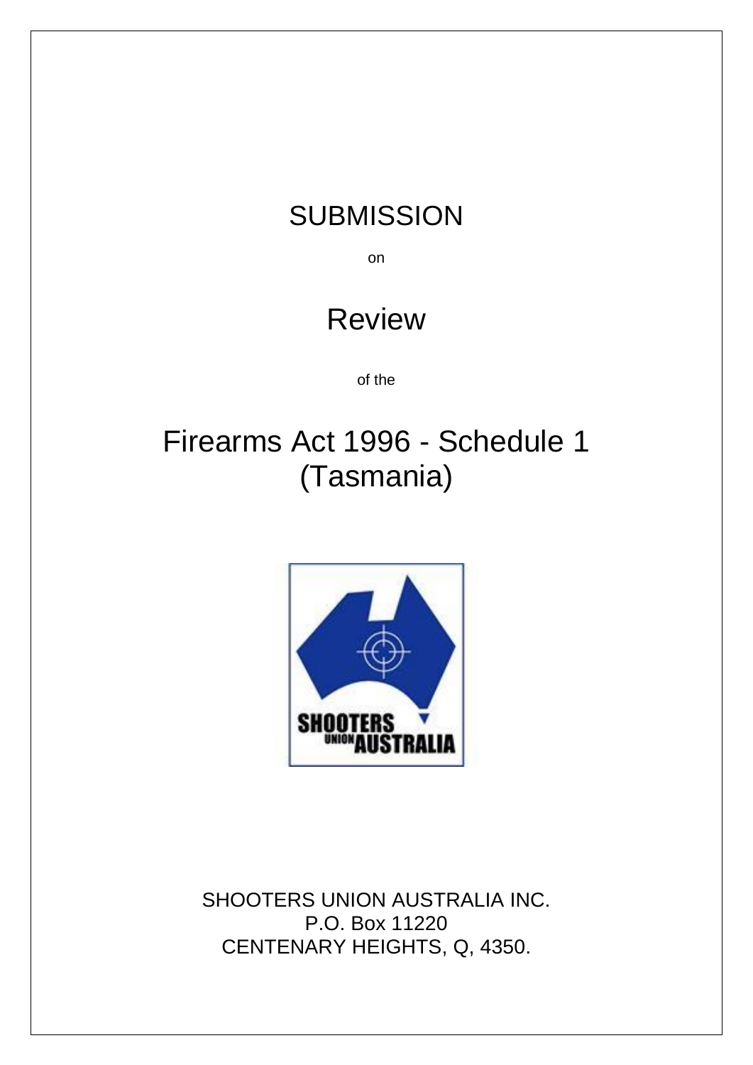# SUBMISSION

on

# Review

of the

# Firearms Act 1996 - Schedule 1 (Tasmania)

SHOOTERS UNION AUSTRALIA INC.
P.O. Box 11220
CENTENARY HEIGHTS, Q, 4350.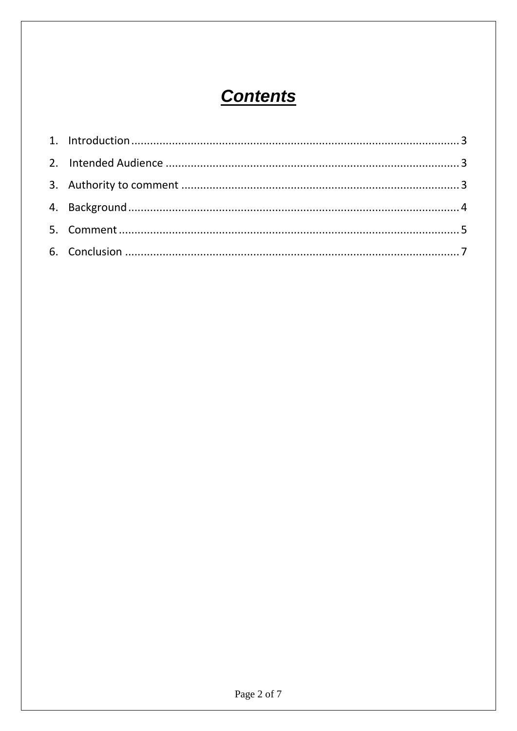# ***Contents***

1. Introduction .......... 3
2. Intended Audience .......... 3
3. Authority to comment .......... 3
4. Background .......... 4
5. Comment .......... 5
6. Conclusion .......... 7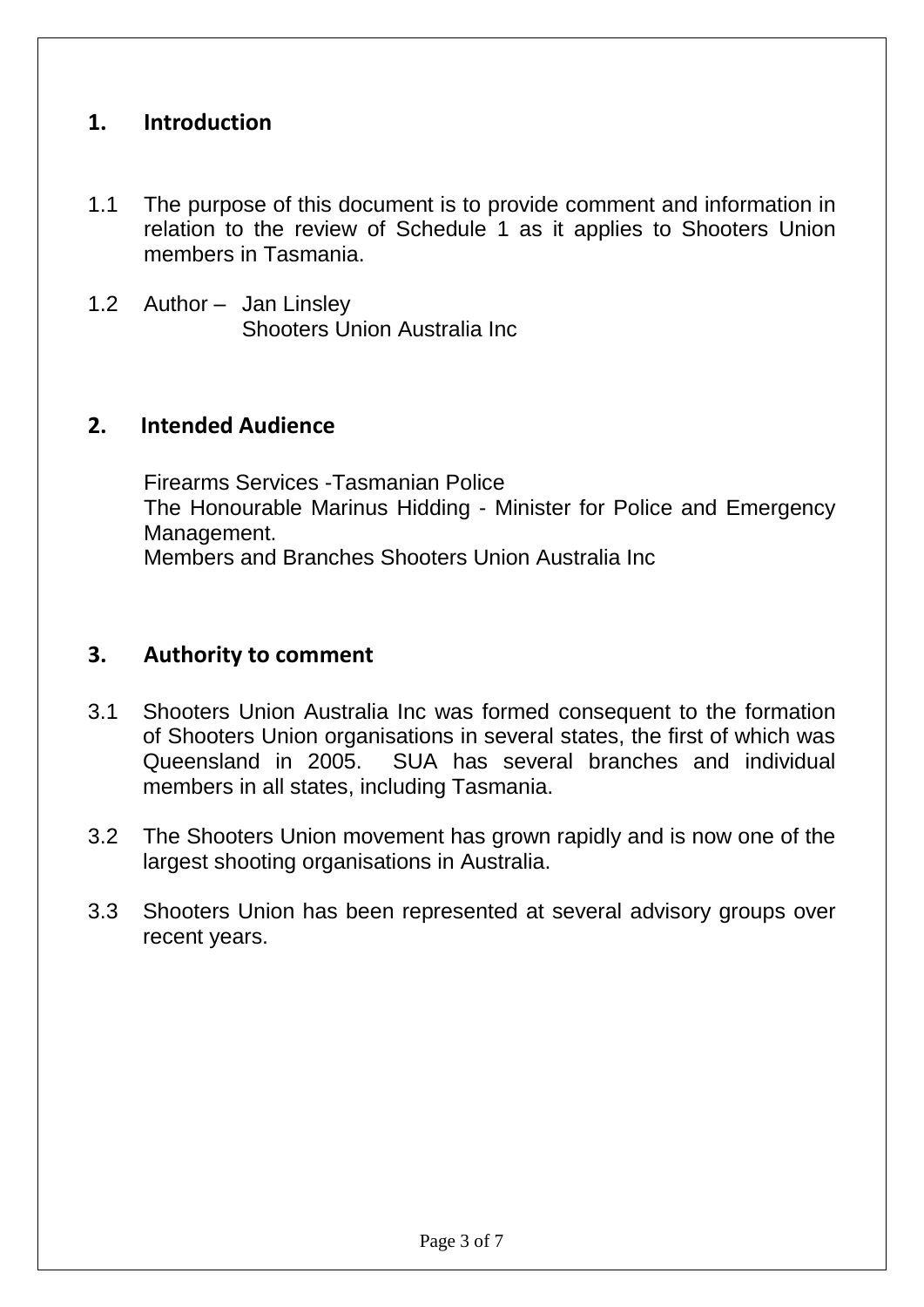## 1. Introduction

1.1 The purpose of this document is to provide comment and information in relation to the review of Schedule 1 as it applies to Shooters Union members in Tasmania.

1.2 Author – Jan Linsley
Shooters Union Australia Inc

## 2. Intended Audience

Firearms Services -Tasmanian Police
The Honourable Marinus Hidding - Minister for Police and Emergency Management.
Members and Branches Shooters Union Australia Inc

## 3. Authority to comment

3.1 Shooters Union Australia Inc was formed consequent to the formation of Shooters Union organisations in several states, the first of which was Queensland in 2005. SUA has several branches and individual members in all states, including Tasmania.

3.2 The Shooters Union movement has grown rapidly and is now one of the largest shooting organisations in Australia.

3.3 Shooters Union has been represented at several advisory groups over recent years.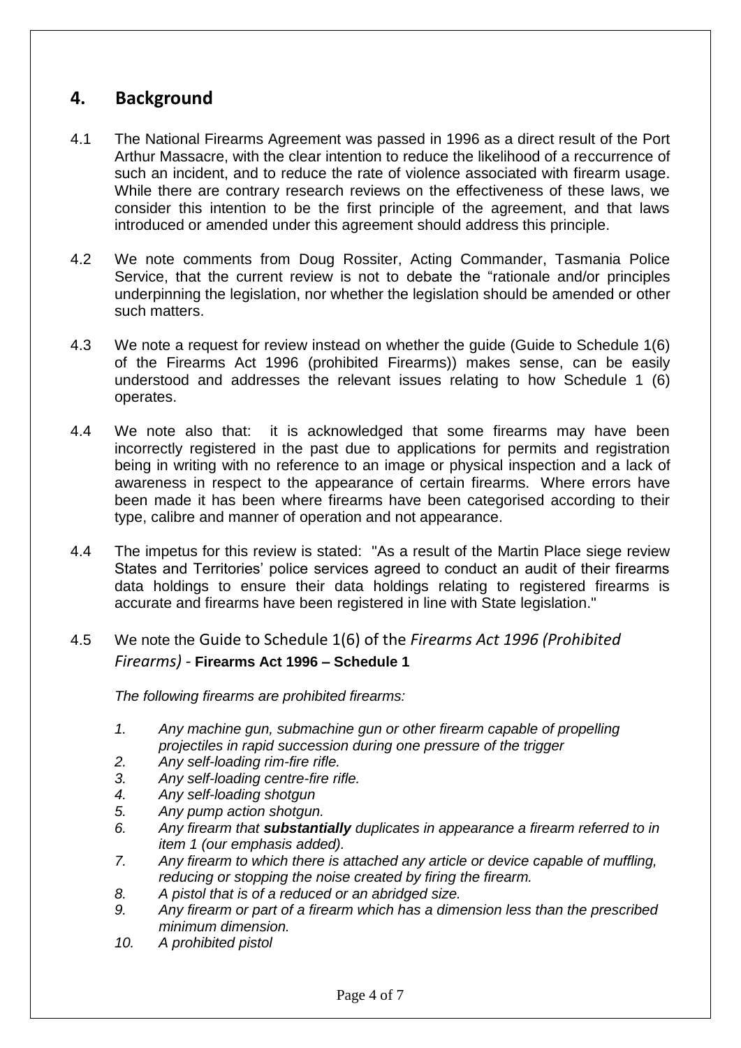## 4. Background

4.1 The National Firearms Agreement was passed in 1996 as a direct result of the Port Arthur Massacre, with the clear intention to reduce the likelihood of a reccurrence of such an incident, and to reduce the rate of violence associated with firearm usage. While there are contrary research reviews on the effectiveness of these laws, we consider this intention to be the first principle of the agreement, and that laws introduced or amended under this agreement should address this principle.

4.2 We note comments from Doug Rossiter, Acting Commander, Tasmania Police Service, that the current review is not to debate the "rationale and/or principles underpinning the legislation, nor whether the legislation should be amended or other such matters.

4.3 We note a request for review instead on whether the guide (Guide to Schedule 1(6) of the Firearms Act 1996 (prohibited Firearms)) makes sense, can be easily understood and addresses the relevant issues relating to how Schedule 1 (6) operates.

4.4 We note also that: it is acknowledged that some firearms may have been incorrectly registered in the past due to applications for permits and registration being in writing with no reference to an image or physical inspection and a lack of awareness in respect to the appearance of certain firearms. Where errors have been made it has been where firearms have been categorised according to their type, calibre and manner of operation and not appearance.

4.4 The impetus for this review is stated: "As a result of the Martin Place siege review States and Territories' police services agreed to conduct an audit of their firearms data holdings to ensure their data holdings relating to registered firearms is accurate and firearms have been registered in line with State legislation."

4.5 We note the Guide to Schedule 1(6) of the *Firearms Act 1996 (Prohibited Firearms)* - **Firearms Act 1996 – Schedule 1**

*The following firearms are prohibited firearms:*

1. *Any machine gun, submachine gun or other firearm capable of propelling projectiles in rapid succession during one pressure of the trigger*
2. *Any self-loading rim-fire rifle.*
3. *Any self-loading centre-fire rifle.*
4. *Any self-loading shotgun*
5. *Any pump action shotgun.*
6. *Any firearm that **substantially** duplicates in appearance a firearm referred to in item 1 (our emphasis added).*
7. *Any firearm to which there is attached any article or device capable of muffling, reducing or stopping the noise created by firing the firearm.*
8. *A pistol that is of a reduced or an abridged size.*
9. *Any firearm or part of a firearm which has a dimension less than the prescribed minimum dimension.*
10. *A prohibited pistol*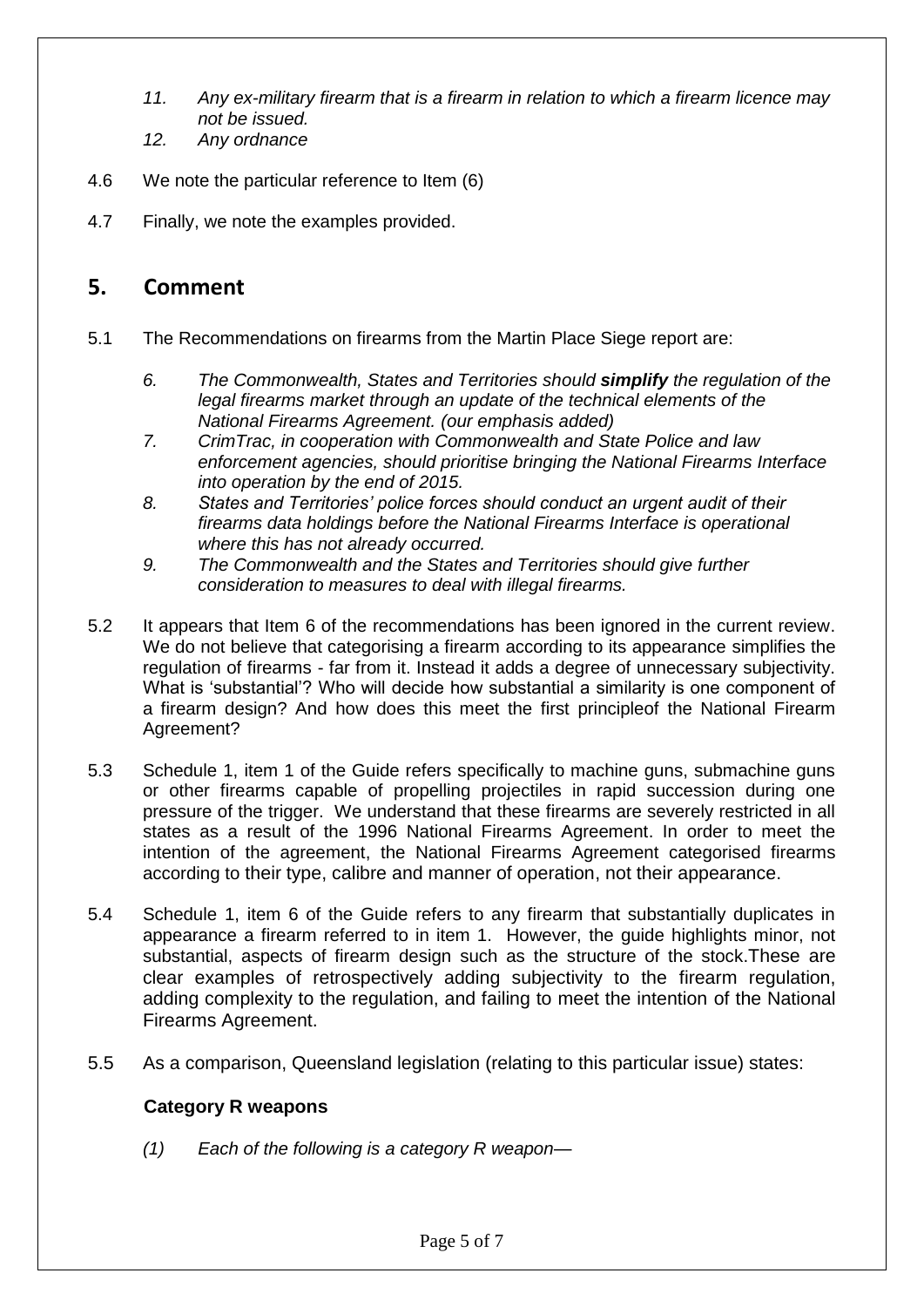11. *Any ex-military firearm that is a firearm in relation to which a firearm licence may not be issued.*
12. *Any ordnance*

4.6 We note the particular reference to Item (6)

4.7 Finally, we note the examples provided.

## 5. Comment

5.1 The Recommendations on firearms from the Martin Place Siege report are:

6. *The Commonwealth, States and Territories should* ***simplify*** *the regulation of the legal firearms market through an update of the technical elements of the National Firearms Agreement. (our emphasis added)*
7. *CrimTrac, in cooperation with Commonwealth and State Police and law enforcement agencies, should prioritise bringing the National Firearms Interface into operation by the end of 2015.*
8. *States and Territories' police forces should conduct an urgent audit of their firearms data holdings before the National Firearms Interface is operational where this has not already occurred.*
9. *The Commonwealth and the States and Territories should give further consideration to measures to deal with illegal firearms.*

5.2 It appears that Item 6 of the recommendations has been ignored in the current review. We do not believe that categorising a firearm according to its appearance simplifies the regulation of firearms - far from it. Instead it adds a degree of unnecessary subjectivity. What is 'substantial'? Who will decide how substantial a similarity is one component of a firearm design? And how does this meet the first principleof the National Firearm Agreement?

5.3 Schedule 1, item 1 of the Guide refers specifically to machine guns, submachine guns or other firearms capable of propelling projectiles in rapid succession during one pressure of the trigger. We understand that these firearms are severely restricted in all states as a result of the 1996 National Firearms Agreement. In order to meet the intention of the agreement, the National Firearms Agreement categorised firearms according to their type, calibre and manner of operation, not their appearance.

5.4 Schedule 1, item 6 of the Guide refers to any firearm that substantially duplicates in appearance a firearm referred to in item 1. However, the guide highlights minor, not substantial, aspects of firearm design such as the structure of the stock.These are clear examples of retrospectively adding subjectivity to the firearm regulation, adding complexity to the regulation, and failing to meet the intention of the National Firearms Agreement.

5.5 As a comparison, Queensland legislation (relating to this particular issue) states:

**Category R weapons**

*(1) Each of the following is a category R weapon—*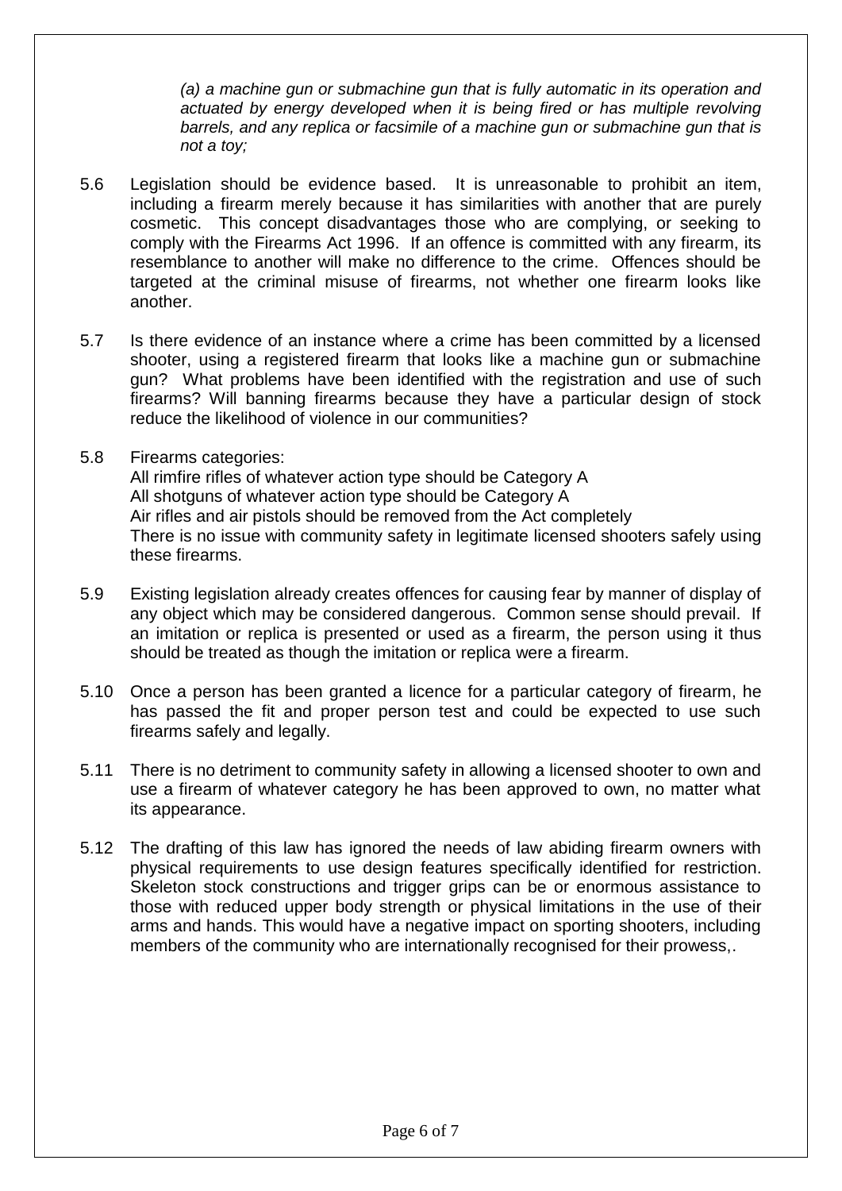*(a) a machine gun or submachine gun that is fully automatic in its operation and actuated by energy developed when it is being fired or has multiple revolving barrels, and any replica or facsimile of a machine gun or submachine gun that is not a toy;*

5.6 Legislation should be evidence based. It is unreasonable to prohibit an item, including a firearm merely because it has similarities with another that are purely cosmetic. This concept disadvantages those who are complying, or seeking to comply with the Firearms Act 1996. If an offence is committed with any firearm, its resemblance to another will make no difference to the crime. Offences should be targeted at the criminal misuse of firearms, not whether one firearm looks like another.

5.7 Is there evidence of an instance where a crime has been committed by a licensed shooter, using a registered firearm that looks like a machine gun or submachine gun? What problems have been identified with the registration and use of such firearms? Will banning firearms because they have a particular design of stock reduce the likelihood of violence in our communities?

5.8 Firearms categories:
All rimfire rifles of whatever action type should be Category A
All shotguns of whatever action type should be Category A
Air rifles and air pistols should be removed from the Act completely
There is no issue with community safety in legitimate licensed shooters safely using these firearms.

5.9 Existing legislation already creates offences for causing fear by manner of display of any object which may be considered dangerous. Common sense should prevail. If an imitation or replica is presented or used as a firearm, the person using it thus should be treated as though the imitation or replica were a firearm.

5.10 Once a person has been granted a licence for a particular category of firearm, he has passed the fit and proper person test and could be expected to use such firearms safely and legally.

5.11 There is no detriment to community safety in allowing a licensed shooter to own and use a firearm of whatever category he has been approved to own, no matter what its appearance.

5.12 The drafting of this law has ignored the needs of law abiding firearm owners with physical requirements to use design features specifically identified for restriction. Skeleton stock constructions and trigger grips can be or enormous assistance to those with reduced upper body strength or physical limitations in the use of their arms and hands. This would have a negative impact on sporting shooters, including members of the community who are internationally recognised for their prowess,.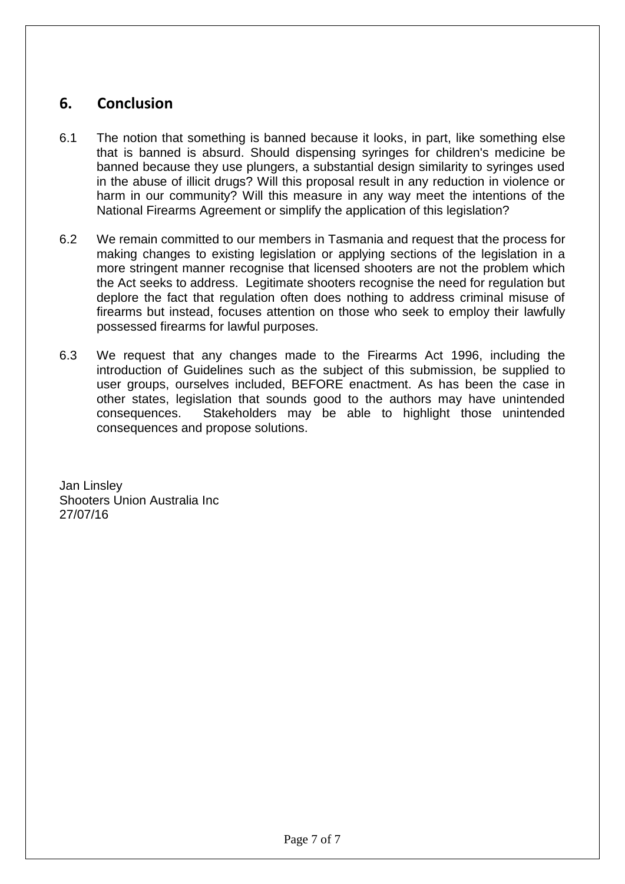## 6. Conclusion

6.1 The notion that something is banned because it looks, in part, like something else that is banned is absurd. Should dispensing syringes for children's medicine be banned because they use plungers, a substantial design similarity to syringes used in the abuse of illicit drugs? Will this proposal result in any reduction in violence or harm in our community? Will this measure in any way meet the intentions of the National Firearms Agreement or simplify the application of this legislation?

6.2 We remain committed to our members in Tasmania and request that the process for making changes to existing legislation or applying sections of the legislation in a more stringent manner recognise that licensed shooters are not the problem which the Act seeks to address. Legitimate shooters recognise the need for regulation but deplore the fact that regulation often does nothing to address criminal misuse of firearms but instead, focuses attention on those who seek to employ their lawfully possessed firearms for lawful purposes.

6.3 We request that any changes made to the Firearms Act 1996, including the introduction of Guidelines such as the subject of this submission, be supplied to user groups, ourselves included, BEFORE enactment. As has been the case in other states, legislation that sounds good to the authors may have unintended consequences. Stakeholders may be able to highlight those unintended consequences and propose solutions.

Jan Linsley
Shooters Union Australia Inc
27/07/16